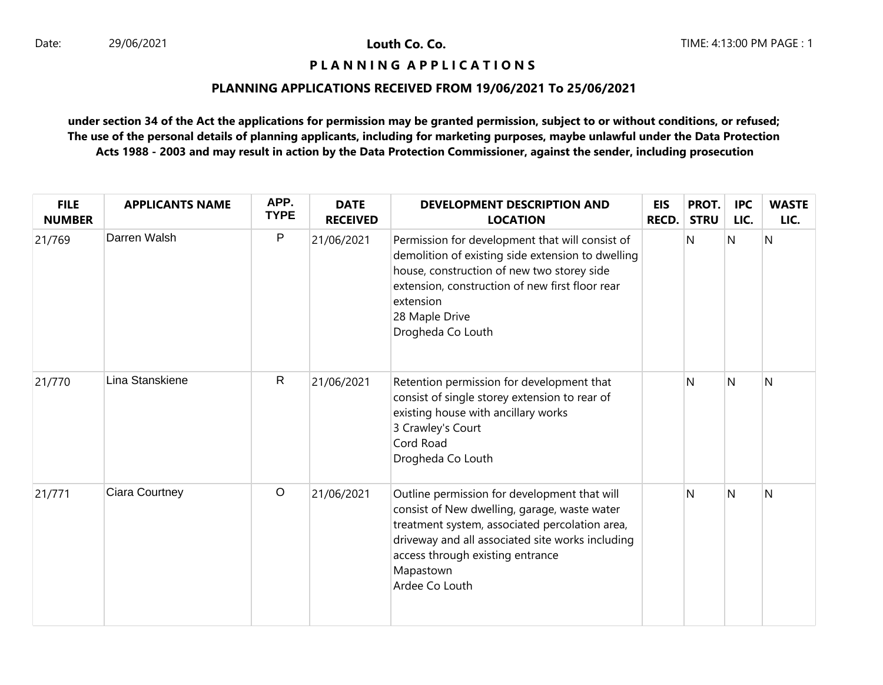Date: 29/06/2021

**Louth Co. Co.**

TIME: 4:13:00 PM

# PLANNING APPLICATIONS

## PLANNING APPLICATIONS RECEIVED FROM 19/06/2021 To 25/06/2021

**under section 34 of the Act the applications for permission may be granted permission, subject to or without conditions, or refused; The use of the personal details of planning applicants, including for marketing purposes, maybe unlawful under the Data Protection Acts 1988 - 2003 and may result in action by the Data Protection Commissioner, against the sender, including prosecution**

| FILE NUMBER | APPLICANTS NAME | APP. TYPE | DATE RECEIVED | DEVELOPMENT DESCRIPTION AND LOCATION | EIS RECD. | PROT. STRU | IPC LIC. | WASTE LIC. |
|---|---|---|---|---|---|---|---|---|
| 21/769 | Darren Walsh | P | 21/06/2021 | Permission for development that will consist of demolition of existing side extension to dwelling house, construction of new two storey side extension, construction of new first floor rear extension<br>28 Maple Drive<br>Drogheda Co Louth | | N | N | N |
| 21/770 | Lina Stanskiene | R | 21/06/2021 | Retention permission for development that consist of single storey extension to rear of existing house with ancillary works<br>3 Crawley's Court<br>Cord Road<br>Drogheda Co Louth | | N | N | N |
| 21/771 | Ciara Courtney | O | 21/06/2021 | Outline permission for development that will consist of New dwelling, garage, waste water treatment system, associated percolation area, driveway and all associated site works including access through existing entrance<br>Mapastown<br>Ardee Co Louth | | N | N | N |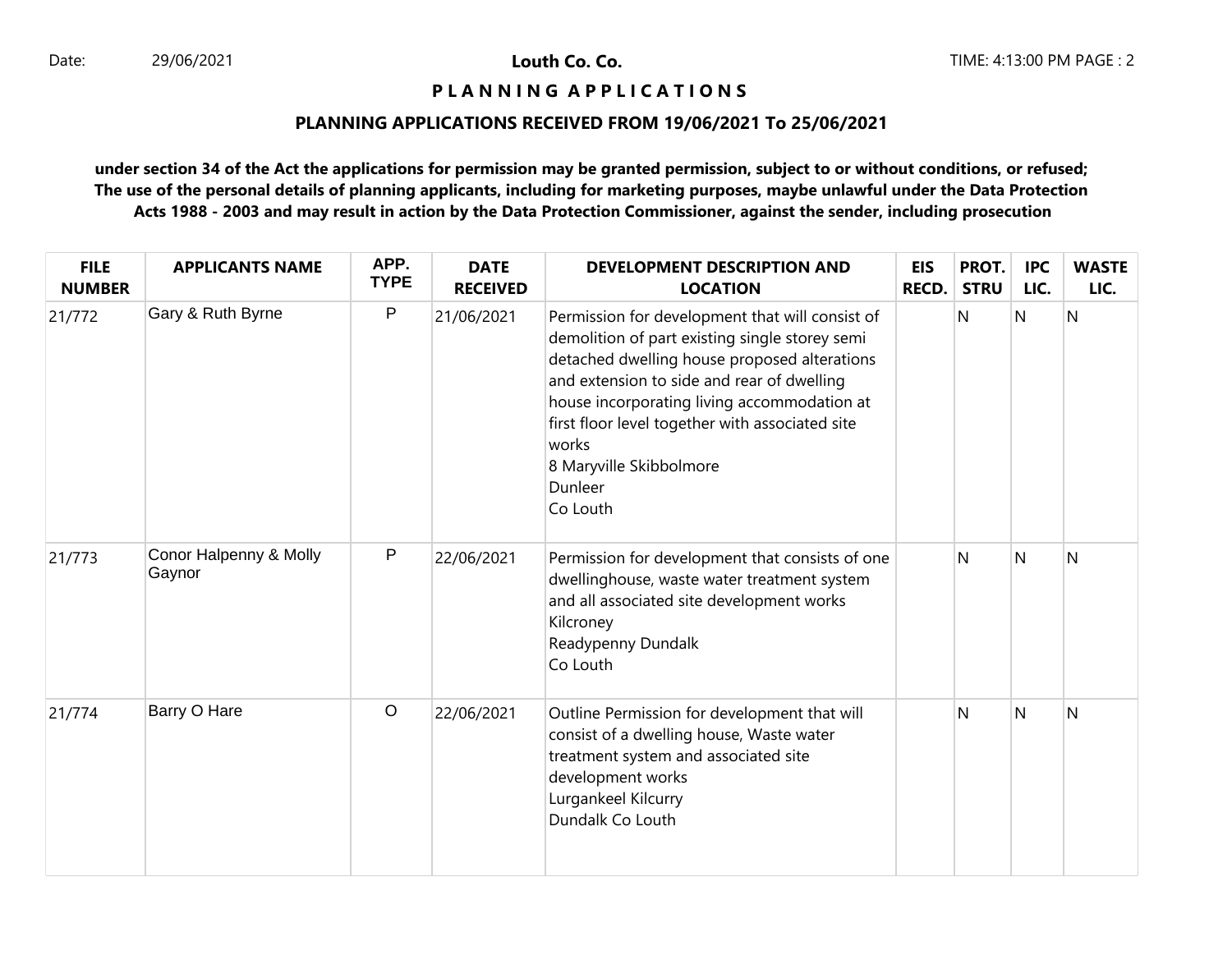**Louth Co. Co.**

**P L A N N I N G A P P L I C A T I O N S**

**PLANNING APPLICATIONS RECEIVED FROM 19/06/2021 To 25/06/2021**

**under section 34 of the Act the applications for permission may be granted permission, subject to or without conditions, or refused; The use of the personal details of planning applicants, including for marketing purposes, maybe unlawful under the Data Protection Acts 1988 - 2003 and may result in action by the Data Protection Commissioner, against the sender, including prosecution**

| FILE NUMBER | APPLICANTS NAME | APP. TYPE | DATE RECEIVED | DEVELOPMENT DESCRIPTION AND LOCATION | EIS RECD. | PROT. STRU | IPC LIC. | WASTE LIC. |
|---|---|---|---|---|---|---|---|---|
| 21/772 | Gary & Ruth Byrne | P | 21/06/2021 | Permission for development that will consist of demolition of part existing single storey semi detached dwelling house proposed alterations and extension to side and rear of dwelling house incorporating living accommodation at first floor level together with associated site works<br>8 Maryville Skibbolmore<br>Dunleer<br>Co Louth | | N | N | N |
| 21/773 | Conor Halpenny & Molly Gaynor | P | 22/06/2021 | Permission for development that consists of one dwellinghouse, waste water treatment system and all associated site development works<br>Kilcroney<br>Readypenny Dundalk<br>Co Louth | | N | N | N |
| 21/774 | Barry O Hare | O | 22/06/2021 | Outline Permission for development that will consist of a dwelling house, Waste water treatment system and associated site development works<br>Lurgankeel Kilcurry<br>Dundalk Co Louth | | N | N | N |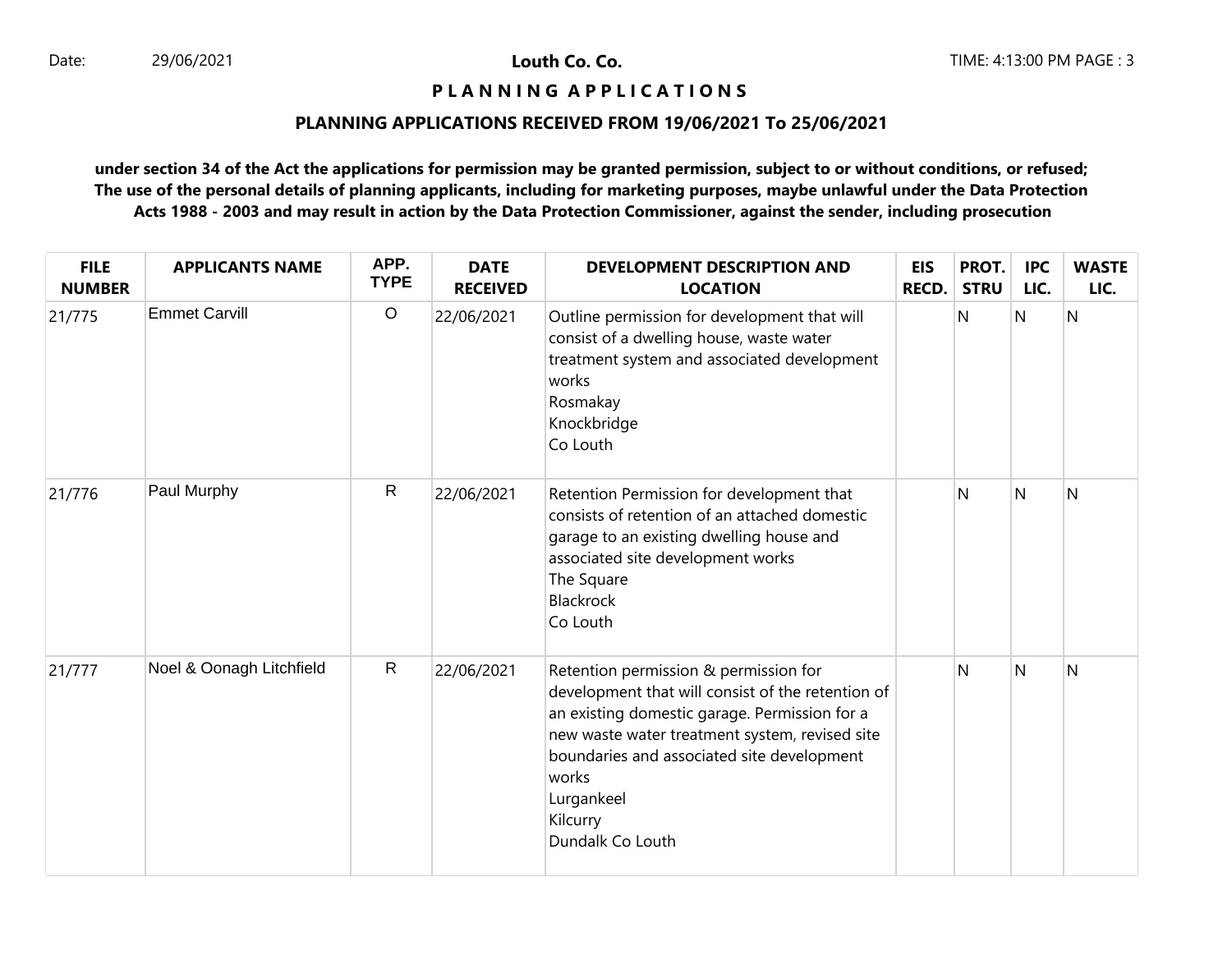Date: 29/06/2021

**Louth Co. Co.**

TIME: 4:13:00 PM PAGE : 3

## P L A N N I N G  A P P L I C A T I O N S

### PLANNING APPLICATIONS RECEIVED FROM 19/06/2021 To 25/06/2021

**under section 34 of the Act the applications for permission may be granted permission, subject to or without conditions, or refused; The use of the personal details of planning applicants, including for marketing purposes, maybe unlawful under the Data Protection Acts 1988 - 2003 and may result in action by the Data Protection Commissioner, against the sender, including prosecution**

| FILE NUMBER | APPLICANTS NAME | APP. TYPE | DATE RECEIVED | DEVELOPMENT DESCRIPTION AND LOCATION | EIS RECD. | PROT. STRU | IPC LIC. | WASTE LIC. |
|---|---|---|---|---|---|---|---|---|
| 21/775 | Emmet Carvill | O | 22/06/2021 | Outline permission for development that will consist of a dwelling house, waste water treatment system and associated development works<br>Rosmakay<br>Knockbridge<br>Co Louth | | N | N | N |
| 21/776 | Paul Murphy | R | 22/06/2021 | Retention Permission for development that consists of retention of an attached domestic garage to an existing dwelling house and associated site development works<br>The Square<br>Blackrock<br>Co Louth | | N | N | N |
| 21/777 | Noel & Oonagh Litchfield | R | 22/06/2021 | Retention permission & permission for development that will consist of the retention of an existing domestic garage. Permission for a new waste water treatment system, revised site boundaries and associated site development works<br>Lurgankeel<br>Kilcurry<br>Dundalk Co Louth | | N | N | N |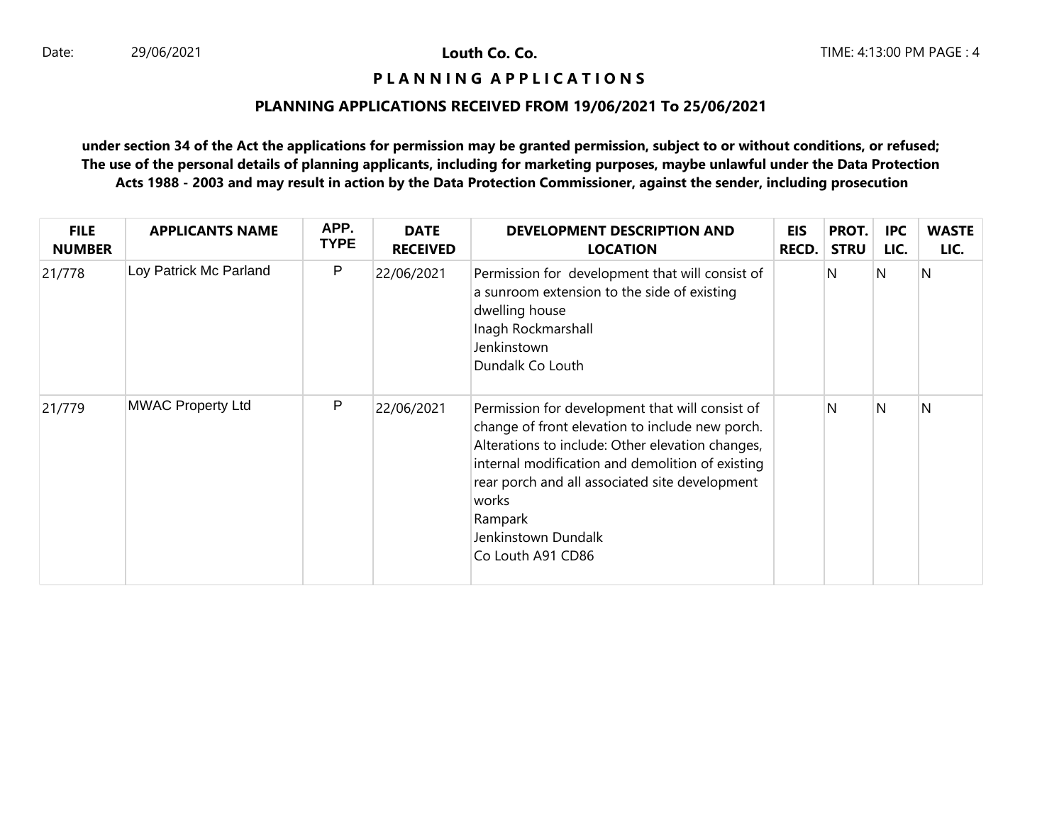**Louth Co. Co.**

**P L A N N I N G A P P L I C A T I O N S**

**PLANNING APPLICATIONS RECEIVED FROM 19/06/2021 To 25/06/2021**

**under section 34 of the Act the applications for permission may be granted permission, subject to or without conditions, or refused; The use of the personal details of planning applicants, including for marketing purposes, maybe unlawful under the Data Protection Acts 1988 - 2003 and may result in action by the Data Protection Commissioner, against the sender, including prosecution**

| FILE NUMBER | APPLICANTS NAME | APP. TYPE | DATE RECEIVED | DEVELOPMENT DESCRIPTION AND LOCATION | EIS RECD. | PROT. STRU | IPC LIC. | WASTE LIC. |
|---|---|---|---|---|---|---|---|---|
| 21/778 | Loy Patrick Mc Parland | P | 22/06/2021 | Permission for development that will consist of a sunroom extension to the side of existing dwelling house<br>Inagh Rockmarshall<br>Jenkinstown<br>Dundalk Co Louth | | N | N | N |
| 21/779 | MWAC Property Ltd | P | 22/06/2021 | Permission for development that will consist of change of front elevation to include new porch. Alterations to include: Other elevation changes, internal modification and demolition of existing rear porch and all associated site development works<br>Rampark<br>Jenkinstown Dundalk<br>Co Louth A91 CD86 | | N | N | N |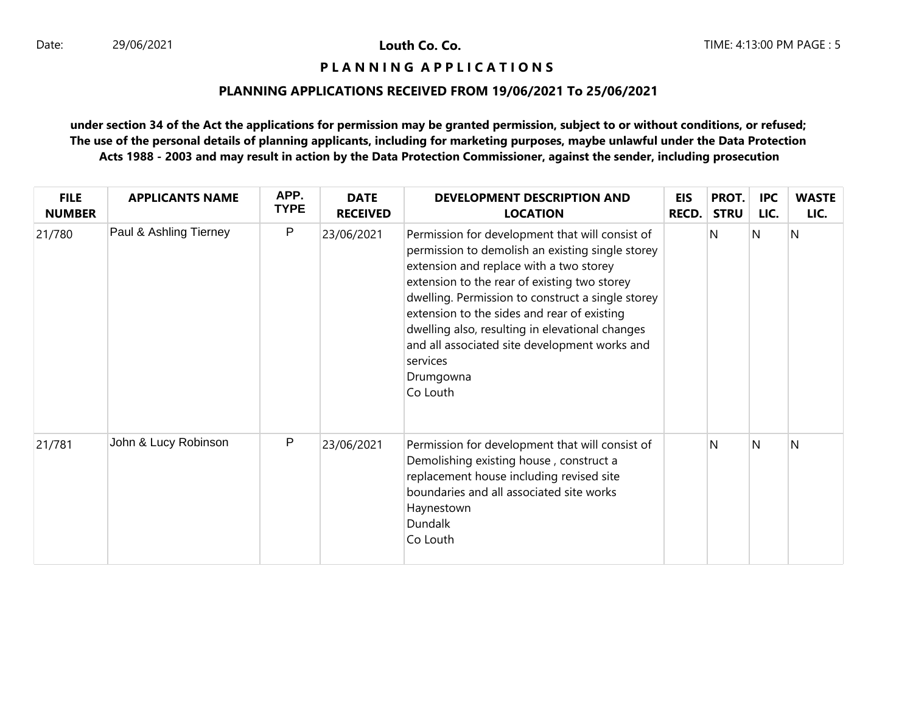**Louth Co. Co.**

**P L A N N I N G A P P L I C A T I O N S**

**PLANNING APPLICATIONS RECEIVED FROM 19/06/2021 To 25/06/2021**

**under section 34 of the Act the applications for permission may be granted permission, subject to or without conditions, or refused; The use of the personal details of planning applicants, including for marketing purposes, maybe unlawful under the Data Protection Acts 1988 - 2003 and may result in action by the Data Protection Commissioner, against the sender, including prosecution**

| FILE NUMBER | APPLICANTS NAME | APP. TYPE | DATE RECEIVED | DEVELOPMENT DESCRIPTION AND LOCATION | EIS RECD. | PROT. STRU | IPC LIC. | WASTE LIC. |
|---|---|---|---|---|---|---|---|---|
| 21/780 | Paul & Ashling Tierney | P | 23/06/2021 | Permission for development that will consist of permission to demolish an existing single storey extension and replace with a two storey extension to the rear of existing two storey dwelling. Permission to construct a single storey extension to the sides and rear of existing dwelling also, resulting in elevational changes and all associated site development works and services<br>Drumgowna<br>Co Louth | | N | N | N |
| 21/781 | John & Lucy Robinson | P | 23/06/2021 | Permission for development that will consist of Demolishing existing house , construct a replacement house including revised site boundaries and all associated site works<br>Haynestown<br>Dundalk<br>Co Louth | | N | N | N |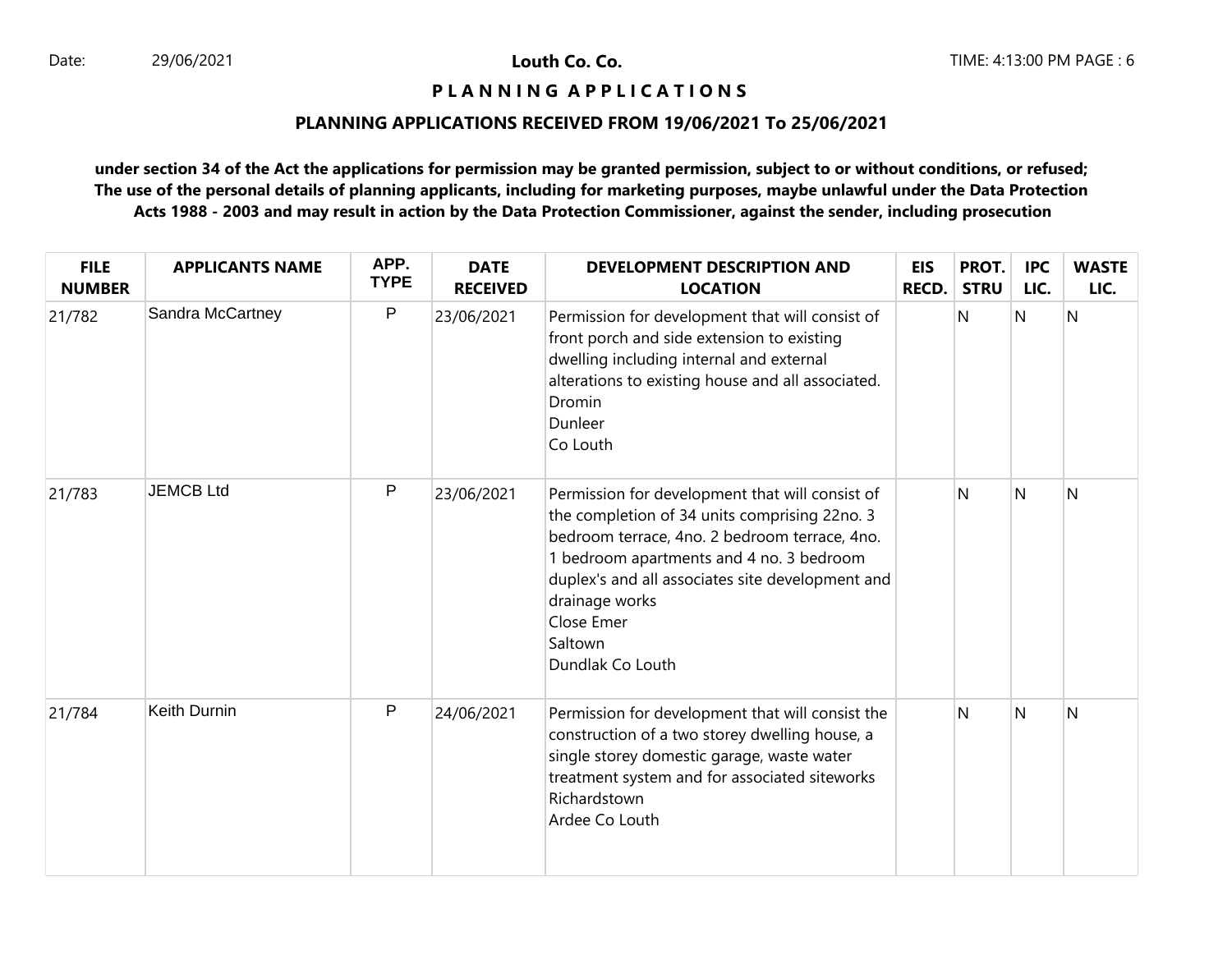**Louth Co. Co.**

**P L A N N I N G A P P L I C A T I O N S**

**PLANNING APPLICATIONS RECEIVED FROM 19/06/2021 To 25/06/2021**

**under section 34 of the Act the applications for permission may be granted permission, subject to or without conditions, or refused; The use of the personal details of planning applicants, including for marketing purposes, maybe unlawful under the Data Protection Acts 1988 - 2003 and may result in action by the Data Protection Commissioner, against the sender, including prosecution**

| FILE NUMBER | APPLICANTS NAME | APP. TYPE | DATE RECEIVED | DEVELOPMENT DESCRIPTION AND LOCATION | EIS RECD. | PROT. STRU | IPC LIC. | WASTE LIC. |
|---|---|---|---|---|---|---|---|---|
| 21/782 | Sandra McCartney | P | 23/06/2021 | Permission for development that will consist of front porch and side extension to existing dwelling including internal and external alterations to existing house and all associated.<br>Dromin<br>Dunleer<br>Co Louth | | N | N | N |
| 21/783 | JEMCB Ltd | P | 23/06/2021 | Permission for development that will consist of the completion of 34 units comprising 22no. 3 bedroom terrace, 4no. 2 bedroom terrace, 4no. 1 bedroom apartments and 4 no. 3 bedroom duplex's and all associates site development and drainage works<br>Close Emer<br>Saltown<br>Dundlak Co Louth | | N | N | N |
| 21/784 | Keith Durnin | P | 24/06/2021 | Permission for development that will consist the construction of a two storey dwelling house, a single storey domestic garage, waste water treatment system and for associated siteworks<br>Richardstown<br>Ardee Co Louth | | N | N | N |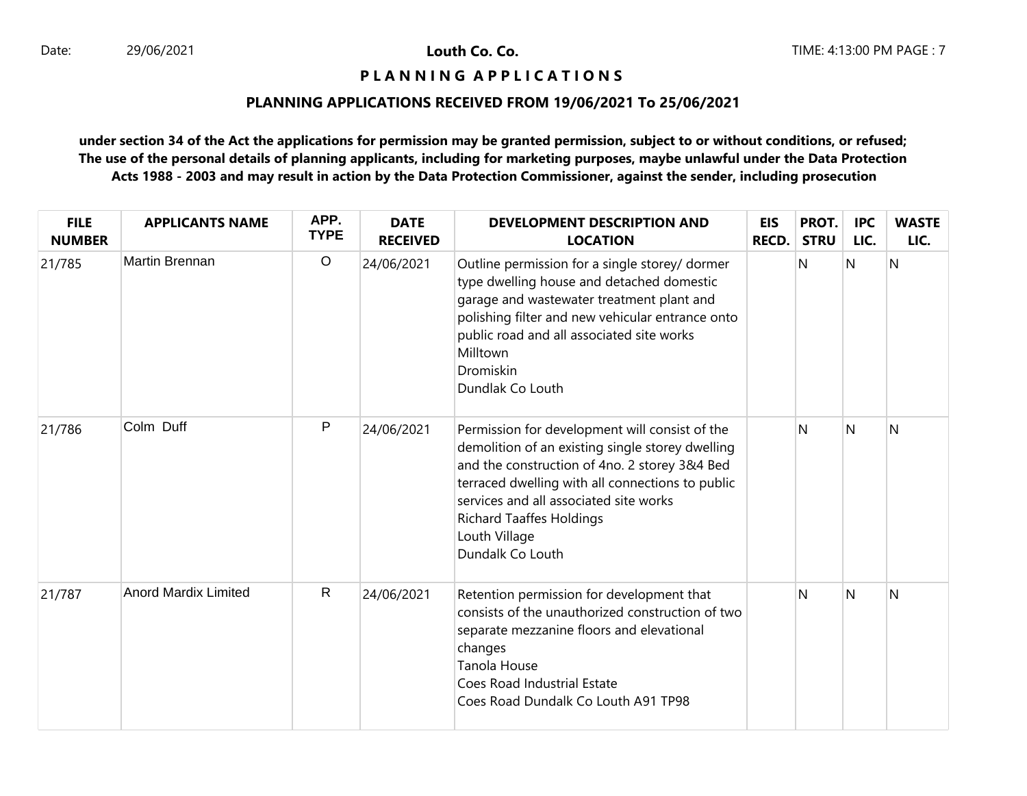**Louth Co. Co.**

**P L A N N I N G A P P L I C A T I O N S**

**PLANNING APPLICATIONS RECEIVED FROM 19/06/2021 To 25/06/2021**

**under section 34 of the Act the applications for permission may be granted permission, subject to or without conditions, or refused; The use of the personal details of planning applicants, including for marketing purposes, maybe unlawful under the Data Protection Acts 1988 - 2003 and may result in action by the Data Protection Commissioner, against the sender, including prosecution**

| FILE NUMBER | APPLICANTS NAME | APP. TYPE | DATE RECEIVED | DEVELOPMENT DESCRIPTION AND LOCATION | EIS RECD. | PROT. STRU | IPC LIC. | WASTE LIC. |
|---|---|---|---|---|---|---|---|---|
| 21/785 | Martin Brennan | O | 24/06/2021 | Outline permission for a single storey/ dormer type dwelling house and detached domestic garage and wastewater treatment plant and polishing filter and new vehicular entrance onto public road and all associated site works<br>Milltown<br>Dromiskin<br>Dundlak Co Louth | | N | N | N |
| 21/786 | Colm Duff | P | 24/06/2021 | Permission for development will consist of the demolition of an existing single storey dwelling and the construction of 4no. 2 storey 3&4 Bed terraced dwelling with all connections to public services and all associated site works<br>Richard Taaffes Holdings<br>Louth Village<br>Dundalk Co Louth | | N | N | N |
| 21/787 | Anord Mardix Limited | R | 24/06/2021 | Retention permission for development that consists of the unauthorized construction of two separate mezzanine floors and elevational changes<br>Tanola House<br>Coes Road Industrial Estate<br>Coes Road Dundalk Co Louth A91 TP98 | | N | N | N |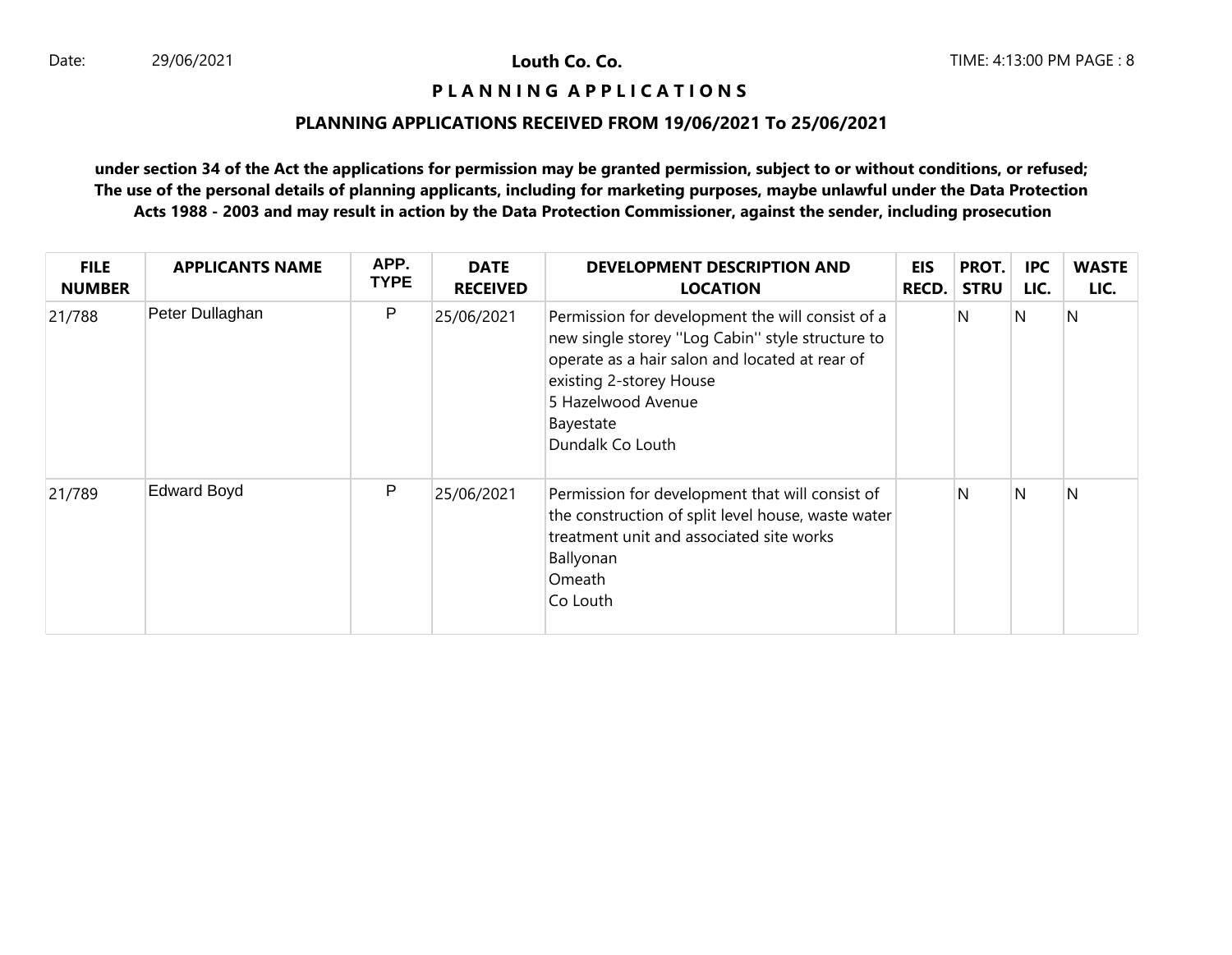**Louth Co. Co.**

# P L A N N I N G   A P P L I C A T I O N S

## PLANNING APPLICATIONS RECEIVED FROM 19/06/2021 To 25/06/2021

**under section 34 of the Act the applications for permission may be granted permission, subject to or without conditions, or refused; The use of the personal details of planning applicants, including for marketing purposes, maybe unlawful under the Data Protection Acts 1988 - 2003 and may result in action by the Data Protection Commissioner, against the sender, including prosecution**

| FILE NUMBER | APPLICANTS NAME | APP. TYPE | DATE RECEIVED | DEVELOPMENT DESCRIPTION AND LOCATION | EIS RECD. | PROT. STRU | IPC LIC. | WASTE LIC. |
|---|---|---|---|---|---|---|---|---|
| 21/788 | Peter Dullaghan | P | 25/06/2021 | Permission for development the will consist of a new single storey ''Log Cabin'' style structure to operate as a hair salon and located at rear of existing 2-storey House<br>5 Hazelwood Avenue<br>Bayestate<br>Dundalk Co Louth | | N | N | N |
| 21/789 | Edward Boyd | P | 25/06/2021 | Permission for development that will consist of the construction of split level house, waste water treatment unit and associated site works<br>Ballyonan<br>Omeath<br>Co Louth | | N | N | N |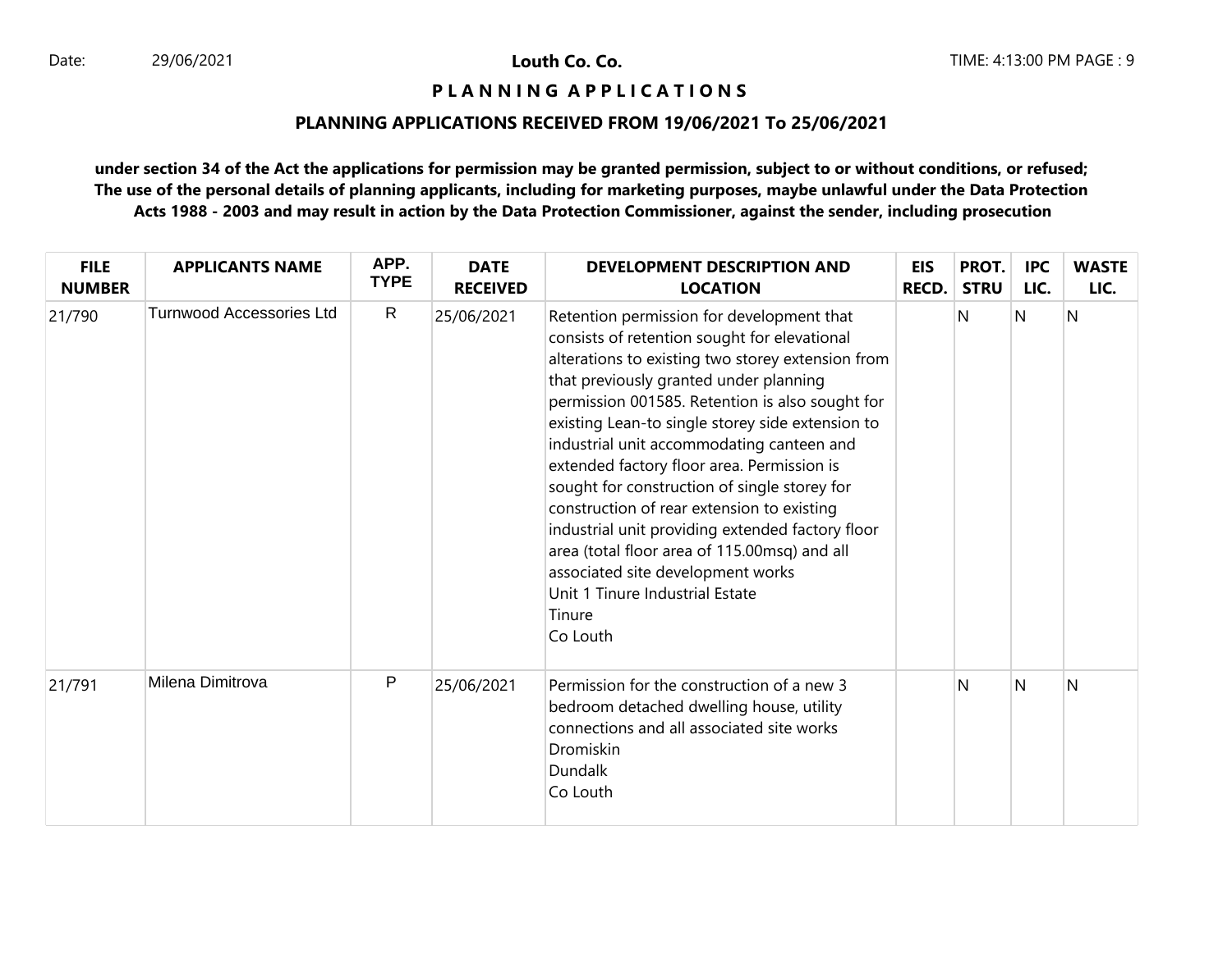**Louth Co. Co.**

**P L A N N I N G   A P P L I C A T I O N S**

**PLANNING APPLICATIONS RECEIVED FROM 19/06/2021 To 25/06/2021**

**under section 34 of the Act the applications for permission may be granted permission, subject to or without conditions, or refused; The use of the personal details of planning applicants, including for marketing purposes, maybe unlawful under the Data Protection Acts 1988 - 2003 and may result in action by the Data Protection Commissioner, against the sender, including prosecution**

| FILE NUMBER | APPLICANTS NAME | APP. TYPE | DATE RECEIVED | DEVELOPMENT DESCRIPTION AND LOCATION | EIS RECD. | PROT. STRU | IPC LIC. | WASTE LIC. |
|---|---|---|---|---|---|---|---|---|
| 21/790 | Turnwood Accessories Ltd | R | 25/06/2021 | Retention permission for development that consists of retention sought for elevational alterations to existing two storey extension from that previously granted under planning permission 001585. Retention is also sought for existing Lean-to single storey side extension to industrial unit accommodating canteen and extended factory floor area. Permission is sought for construction of single storey for construction of rear extension to existing industrial unit providing extended factory floor area (total floor area of 115.00msq) and all associated site development works<br>Unit 1 Tinure Industrial Estate<br>Tinure<br>Co Louth | | N | N | N |
| 21/791 | Milena Dimitrova | P | 25/06/2021 | Permission for the construction of a new 3 bedroom detached dwelling house, utility connections and all associated site works<br>Dromiskin<br>Dundalk<br>Co Louth | | N | N | N |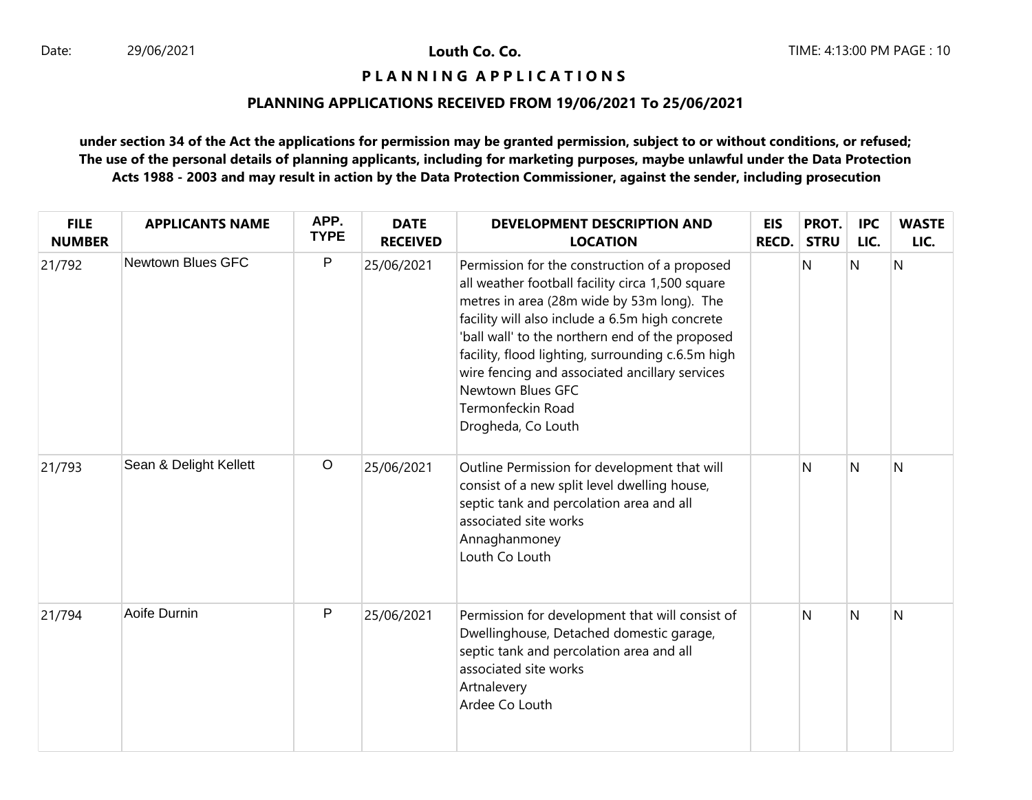**Louth Co. Co.**

# PLANNING APPLICATIONS

## PLANNING APPLICATIONS RECEIVED FROM 19/06/2021 To 25/06/2021

**under section 34 of the Act the applications for permission may be granted permission, subject to or without conditions, or refused; The use of the personal details of planning applicants, including for marketing purposes, maybe unlawful under the Data Protection Acts 1988 - 2003 and may result in action by the Data Protection Commissioner, against the sender, including prosecution**

| FILE NUMBER | APPLICANTS NAME | APP. TYPE | DATE RECEIVED | DEVELOPMENT DESCRIPTION AND LOCATION | EIS RECD. | PROT. STRU | IPC LIC. | WASTE LIC. |
|---|---|---|---|---|---|---|---|---|
| 21/792 | Newtown Blues GFC | P | 25/06/2021 | Permission for the construction of a proposed all weather football facility circa 1,500 square metres in area (28m wide by 53m long). The facility will also include a 6.5m high concrete 'ball wall' to the northern end of the proposed facility, flood lighting, surrounding c.6.5m high wire fencing and associated ancillary services Newtown Blues GFC Termonfeckin Road Drogheda, Co Louth | | N | N | N |
| 21/793 | Sean & Delight Kellett | O | 25/06/2021 | Outline Permission for development that will consist of a new split level dwelling house, septic tank and percolation area and all associated site works Annaghanmoney Louth Co Louth | | N | N | N |
| 21/794 | Aoife Durnin | P | 25/06/2021 | Permission for development that will consist of Dwellinghouse, Detached domestic garage, septic tank and percolation area and all associated site works Artnalevery Ardee Co Louth | | N | N | N |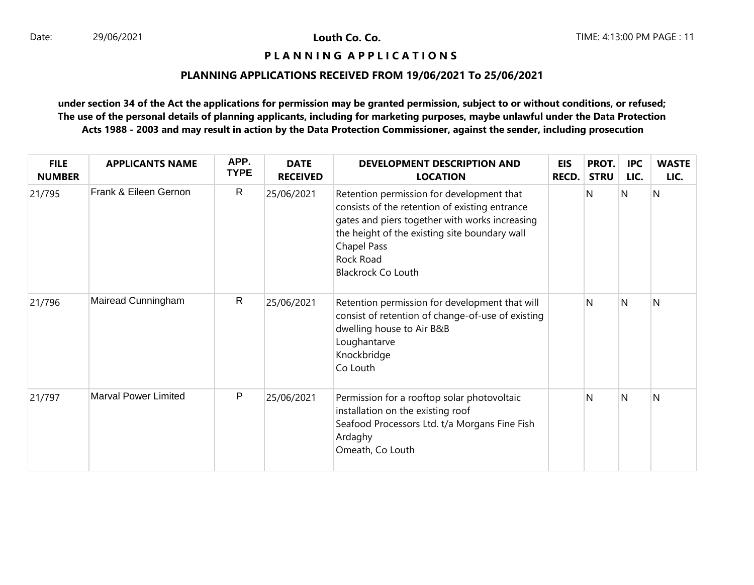**Louth Co. Co.**

# P L A N N I N G A P P L I C A T I O N S

## PLANNING APPLICATIONS RECEIVED FROM 19/06/2021 To 25/06/2021

**under section 34 of the Act the applications for permission may be granted permission, subject to or without conditions, or refused; The use of the personal details of planning applicants, including for marketing purposes, maybe unlawful under the Data Protection Acts 1988 - 2003 and may result in action by the Data Protection Commissioner, against the sender, including prosecution**

| FILE NUMBER | APPLICANTS NAME | APP. TYPE | DATE RECEIVED | DEVELOPMENT DESCRIPTION AND LOCATION | EIS RECD. | PROT. STRU | IPC LIC. | WASTE LIC. |
|---|---|---|---|---|---|---|---|---|
| 21/795 | Frank & Eileen Gernon | R | 25/06/2021 | Retention permission for development that consists of the retention of existing entrance gates and piers together with works increasing the height of the existing site boundary wall<br>Chapel Pass<br>Rock Road<br>Blackrock Co Louth | | N | N | N |
| 21/796 | Mairead Cunningham | R | 25/06/2021 | Retention permission for development that will consist of retention of change-of-use of existing dwelling house to Air B&B<br>Loughantarve<br>Knockbridge<br>Co Louth | | N | N | N |
| 21/797 | Marval Power Limited | P | 25/06/2021 | Permission for a rooftop solar photovoltaic installation on the existing roof<br>Seafood Processors Ltd. t/a Morgans Fine Fish<br>Ardaghy<br>Omeath, Co Louth | | N | N | N |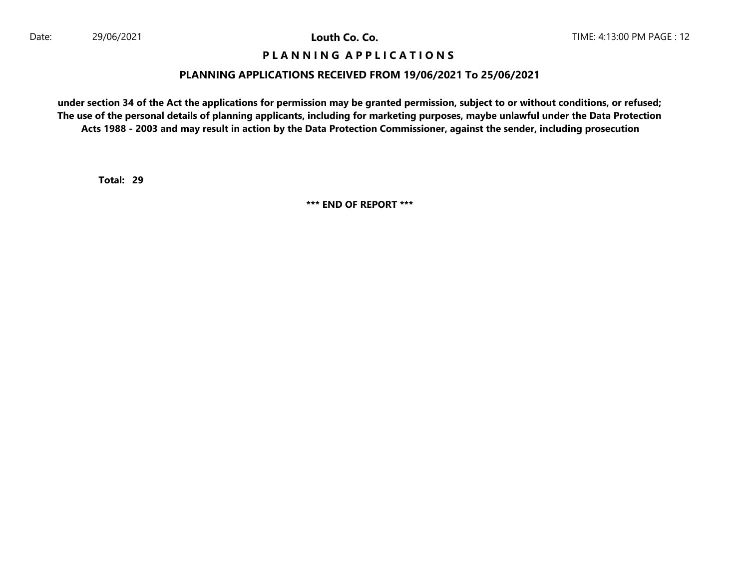**under section 34 of the Act the applications for permission may be granted permission, subject to or without conditions, or refused; The use of the personal details of planning applicants, including for marketing purposes, maybe unlawful under the Data Protection Acts 1988 - 2003 and may result in action by the Data Protection Commissioner, against the sender, including prosecution**

**Total: 29**

**\*\*\* END OF REPORT \*\*\***